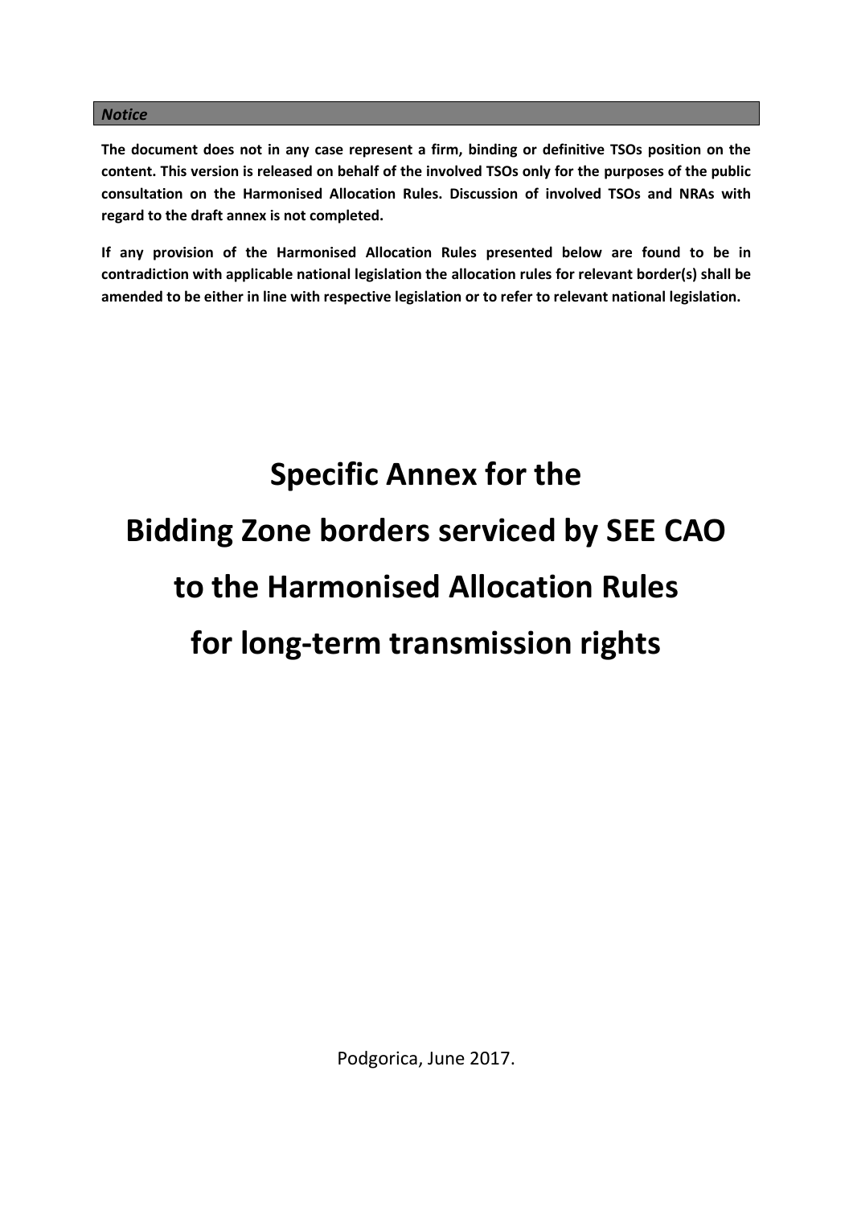***Notice***

**The document does not in any case represent a firm, binding or definitive TSOs position on the content. This version is released on behalf of the involved TSOs only for the purposes of the public consultation on the Harmonised Allocation Rules. Discussion of involved TSOs and NRAs with regard to the draft annex is not completed.**

**If any provision of the Harmonised Allocation Rules presented below are found to be in contradiction with applicable national legislation the allocation rules for relevant border(s) shall be amended to be either in line with respective legislation or to refer to relevant national legislation.**

# Specific Annex for the Bidding Zone borders serviced by SEE CAO to the Harmonised Allocation Rules for long-term transmission rights

Podgorica, June 2017.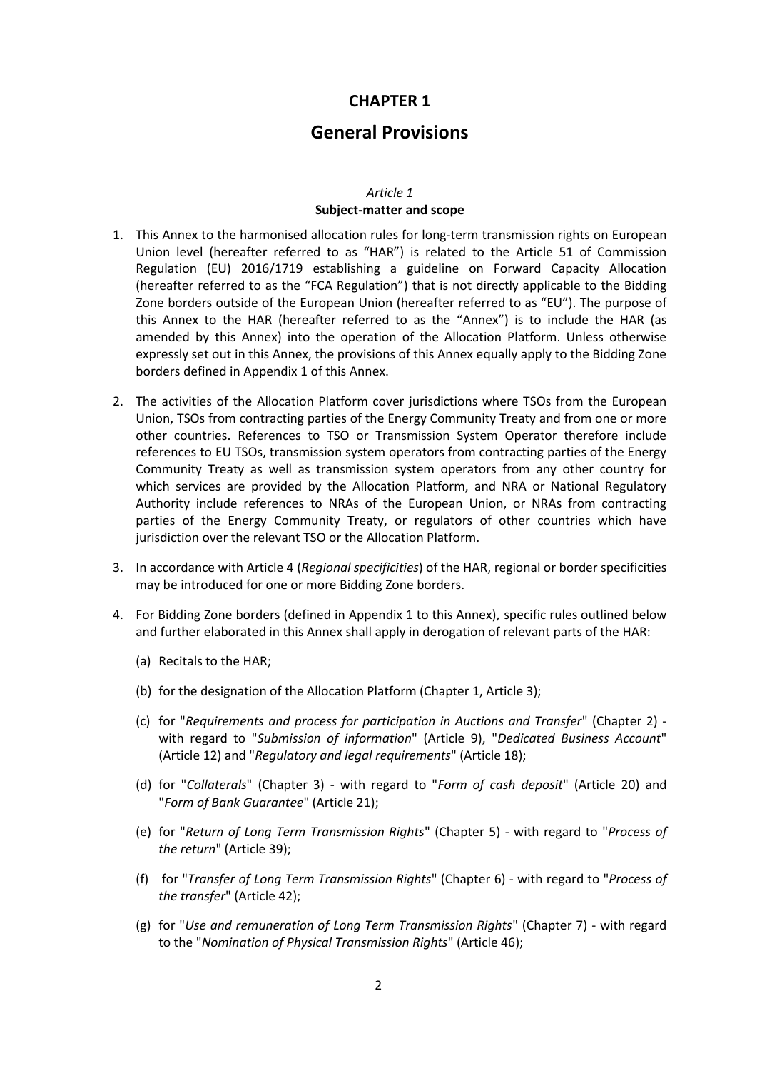# CHAPTER 1

# General Provisions

*Article 1*

**Subject-matter and scope**

1. This Annex to the harmonised allocation rules for long-term transmission rights on European Union level (hereafter referred to as "HAR") is related to the Article 51 of Commission Regulation (EU) 2016/1719 establishing a guideline on Forward Capacity Allocation (hereafter referred to as the "FCA Regulation") that is not directly applicable to the Bidding Zone borders outside of the European Union (hereafter referred to as "EU"). The purpose of this Annex to the HAR (hereafter referred to as the "Annex") is to include the HAR (as amended by this Annex) into the operation of the Allocation Platform. Unless otherwise expressly set out in this Annex, the provisions of this Annex equally apply to the Bidding Zone borders defined in Appendix 1 of this Annex.

2. The activities of the Allocation Platform cover jurisdictions where TSOs from the European Union, TSOs from contracting parties of the Energy Community Treaty and from one or more other countries. References to TSO or Transmission System Operator therefore include references to EU TSOs, transmission system operators from contracting parties of the Energy Community Treaty as well as transmission system operators from any other country for which services are provided by the Allocation Platform, and NRA or National Regulatory Authority include references to NRAs of the European Union, or NRAs from contracting parties of the Energy Community Treaty, or regulators of other countries which have jurisdiction over the relevant TSO or the Allocation Platform.

3. In accordance with Article 4 (*Regional specificities*) of the HAR, regional or border specificities may be introduced for one or more Bidding Zone borders.

4. For Bidding Zone borders (defined in Appendix 1 to this Annex), specific rules outlined below and further elaborated in this Annex shall apply in derogation of relevant parts of the HAR:

   (a) Recitals to the HAR;

   (b) for the designation of the Allocation Platform (Chapter 1, Article 3);

   (c) for "*Requirements and process for participation in Auctions and Transfer*" (Chapter 2) - with regard to "*Submission of information*" (Article 9), "*Dedicated Business Account*" (Article 12) and "*Regulatory and legal requirements*" (Article 18);

   (d) for "*Collaterals*" (Chapter 3) - with regard to "*Form of cash deposit*" (Article 20) and "*Form of Bank Guarantee*" (Article 21);

   (e) for "*Return of Long Term Transmission Rights*" (Chapter 5) - with regard to "*Process of the return*" (Article 39);

   (f) for "*Transfer of Long Term Transmission Rights*" (Chapter 6) - with regard to "*Process of the transfer*" (Article 42);

   (g) for "*Use and remuneration of Long Term Transmission Rights*" (Chapter 7) - with regard to the "*Nomination of Physical Transmission Rights*" (Article 46);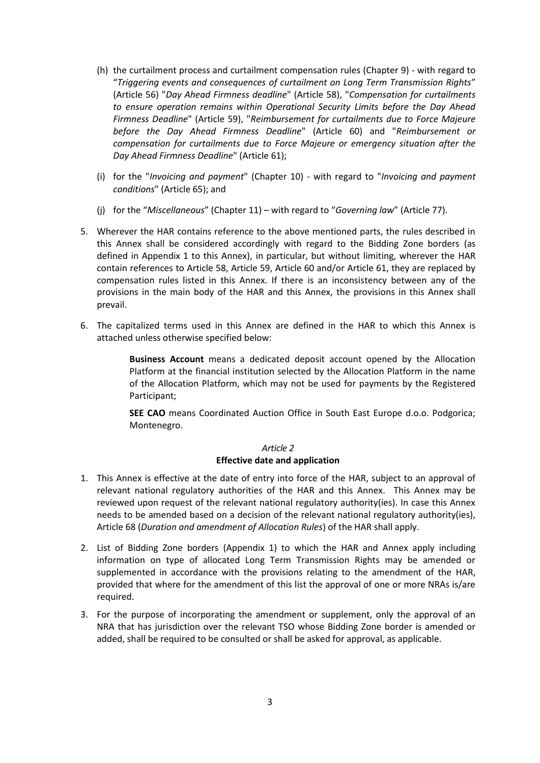(h) the curtailment process and curtailment compensation rules (Chapter 9) - with regard to "*Triggering events and consequences of curtailment on Long Term Transmission Rights*" (Article 56) "*Day Ahead Firmness deadline*" (Article 58), "*Compensation for curtailments to ensure operation remains within Operational Security Limits before the Day Ahead Firmness Deadline*" (Article 59), "*Reimbursement for curtailments due to Force Majeure before the Day Ahead Firmness Deadline*" (Article 60) and "*Reimbursement or compensation for curtailments due to Force Majeure or emergency situation after the Day Ahead Firmness Deadline*" (Article 61);

(i) for the "*Invoicing and payment*" (Chapter 10) - with regard to "*Invoicing and payment conditions*" (Article 65); and

(j) for the "*Miscellaneous*" (Chapter 11) – with regard to "*Governing law*" (Article 77).

5. Wherever the HAR contains reference to the above mentioned parts, the rules described in this Annex shall be considered accordingly with regard to the Bidding Zone borders (as defined in Appendix 1 to this Annex), in particular, but without limiting, wherever the HAR contain references to Article 58, Article 59, Article 60 and/or Article 61, they are replaced by compensation rules listed in this Annex. If there is an inconsistency between any of the provisions in the main body of the HAR and this Annex, the provisions in this Annex shall prevail.

6. The capitalized terms used in this Annex are defined in the HAR to which this Annex is attached unless otherwise specified below:

   **Business Account** means a dedicated deposit account opened by the Allocation Platform at the financial institution selected by the Allocation Platform in the name of the Allocation Platform, which may not be used for payments by the Registered Participant;

   **SEE CAO** means Coordinated Auction Office in South East Europe d.o.o. Podgorica; Montenegro.

### *Article 2*
### **Effective date and application**

1. This Annex is effective at the date of entry into force of the HAR, subject to an approval of relevant national regulatory authorities of the HAR and this Annex. This Annex may be reviewed upon request of the relevant national regulatory authority(ies). In case this Annex needs to be amended based on a decision of the relevant national regulatory authority(ies), Article 68 (*Duration and amendment of Allocation Rules*) of the HAR shall apply.

2. List of Bidding Zone borders (Appendix 1) to which the HAR and Annex apply including information on type of allocated Long Term Transmission Rights may be amended or supplemented in accordance with the provisions relating to the amendment of the HAR, provided that where for the amendment of this list the approval of one or more NRAs is/are required.

3. For the purpose of incorporating the amendment or supplement, only the approval of an NRA that has jurisdiction over the relevant TSO whose Bidding Zone border is amended or added, shall be required to be consulted or shall be asked for approval, as applicable.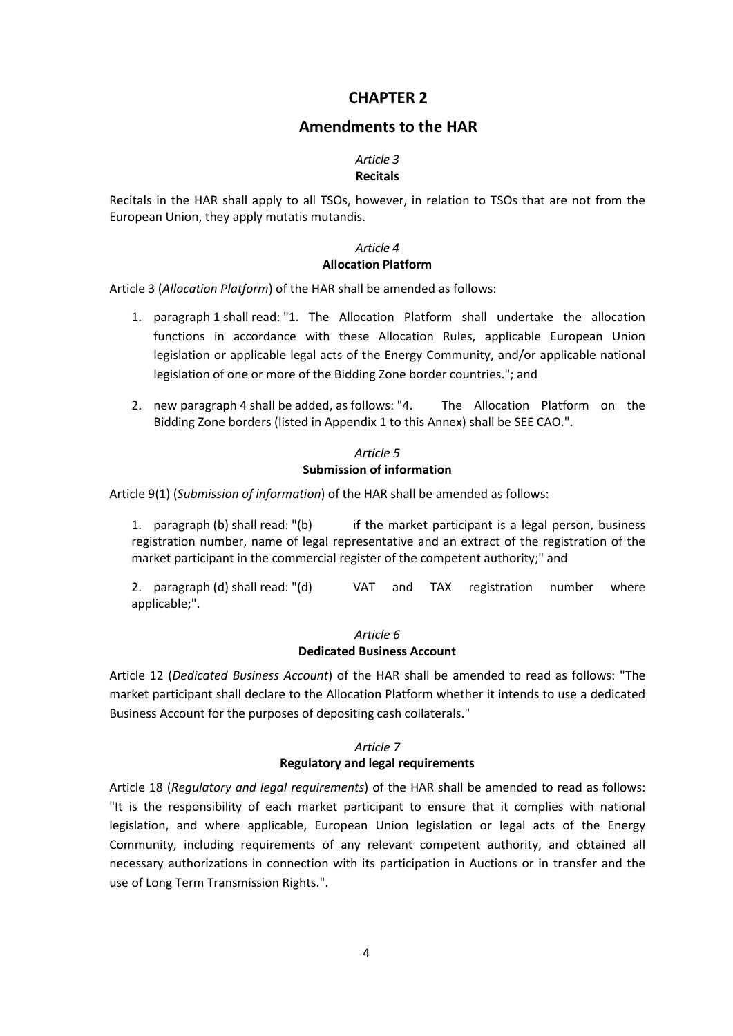# CHAPTER 2

## Amendments to the HAR

### *Article 3*
### Recitals

Recitals in the HAR shall apply to all TSOs, however, in relation to TSOs that are not from the European Union, they apply mutatis mutandis.

### *Article 4*
### Allocation Platform

Article 3 (*Allocation Platform*) of the HAR shall be amended as follows:

1. paragraph 1 shall read: "1. The Allocation Platform shall undertake the allocation functions in accordance with these Allocation Rules, applicable European Union legislation or applicable legal acts of the Energy Community, and/or applicable national legislation of one or more of the Bidding Zone border countries."; and
2. new paragraph 4 shall be added, as follows: "4. The Allocation Platform on the Bidding Zone borders (listed in Appendix 1 to this Annex) shall be SEE CAO.".

### *Article 5*
### Submission of information

Article 9(1) (*Submission of information*) of the HAR shall be amended as follows:

1. paragraph (b) shall read: "(b) if the market participant is a legal person, business registration number, name of legal representative and an extract of the registration of the market participant in the commercial register of the competent authority;" and

2. paragraph (d) shall read: "(d) VAT and TAX registration number where applicable;".

### *Article 6*
### Dedicated Business Account

Article 12 (*Dedicated Business Account*) of the HAR shall be amended to read as follows: "The market participant shall declare to the Allocation Platform whether it intends to use a dedicated Business Account for the purposes of depositing cash collaterals."

### *Article 7*
### Regulatory and legal requirements

Article 18 (*Regulatory and legal requirements*) of the HAR shall be amended to read as follows: "It is the responsibility of each market participant to ensure that it complies with national legislation, and where applicable, European Union legislation or legal acts of the Energy Community, including requirements of any relevant competent authority, and obtained all necessary authorizations in connection with its participation in Auctions or in transfer and the use of Long Term Transmission Rights.".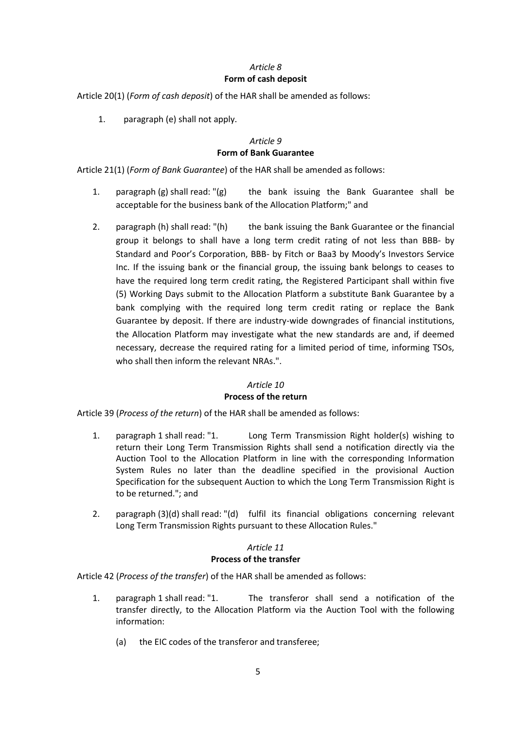*Article 8*
**Form of cash deposit**

Article 20(1) (*Form of cash deposit*) of the HAR shall be amended as follows:

1. paragraph (e) shall not apply.

*Article 9*
**Form of Bank Guarantee**

Article 21(1) (*Form of Bank Guarantee*) of the HAR shall be amended as follows:

1. paragraph (g) shall read: "(g) the bank issuing the Bank Guarantee shall be acceptable for the business bank of the Allocation Platform;" and

2. paragraph (h) shall read: "(h) the bank issuing the Bank Guarantee or the financial group it belongs to shall have a long term credit rating of not less than BBB- by Standard and Poor's Corporation, BBB- by Fitch or Baa3 by Moody's Investors Service Inc. If the issuing bank or the financial group, the issuing bank belongs to ceases to have the required long term credit rating, the Registered Participant shall within five (5) Working Days submit to the Allocation Platform a substitute Bank Guarantee by a bank complying with the required long term credit rating or replace the Bank Guarantee by deposit. If there are industry-wide downgrades of financial institutions, the Allocation Platform may investigate what the new standards are and, if deemed necessary, decrease the required rating for a limited period of time, informing TSOs, who shall then inform the relevant NRAs.".

*Article 10*
**Process of the return**

Article 39 (*Process of the return*) of the HAR shall be amended as follows:

1. paragraph 1 shall read: "1. Long Term Transmission Right holder(s) wishing to return their Long Term Transmission Rights shall send a notification directly via the Auction Tool to the Allocation Platform in line with the corresponding Information System Rules no later than the deadline specified in the provisional Auction Specification for the subsequent Auction to which the Long Term Transmission Right is to be returned."; and

2. paragraph (3)(d) shall read: "(d) fulfil its financial obligations concerning relevant Long Term Transmission Rights pursuant to these Allocation Rules."

*Article 11*
**Process of the transfer**

Article 42 (*Process of the transfer*) of the HAR shall be amended as follows:

1. paragraph 1 shall read: "1. The transferor shall send a notification of the transfer directly, to the Allocation Platform via the Auction Tool with the following information:

   (a) the EIC codes of the transferor and transferee;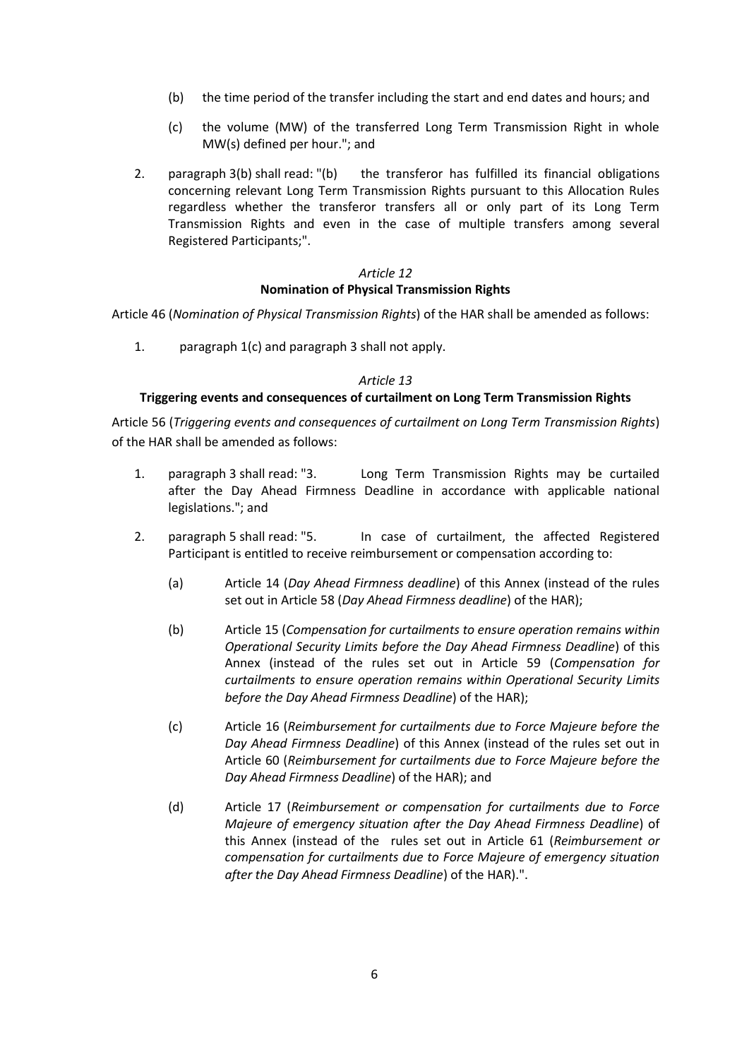(b) the time period of the transfer including the start and end dates and hours; and

(c) the volume (MW) of the transferred Long Term Transmission Right in whole MW(s) defined per hour."; and

2. paragraph 3(b) shall read: "(b) the transferor has fulfilled its financial obligations concerning relevant Long Term Transmission Rights pursuant to this Allocation Rules regardless whether the transferor transfers all or only part of its Long Term Transmission Rights and even in the case of multiple transfers among several Registered Participants;".

*Article 12*

**Nomination of Physical Transmission Rights**

Article 46 (*Nomination of Physical Transmission Rights*) of the HAR shall be amended as follows:

1. paragraph 1(c) and paragraph 3 shall not apply.

*Article 13*

**Triggering events and consequences of curtailment on Long Term Transmission Rights**

Article 56 (*Triggering events and consequences of curtailment on Long Term Transmission Rights*) of the HAR shall be amended as follows:

1. paragraph 3 shall read: "3. Long Term Transmission Rights may be curtailed after the Day Ahead Firmness Deadline in accordance with applicable national legislations."; and

2. paragraph 5 shall read: "5. In case of curtailment, the affected Registered Participant is entitled to receive reimbursement or compensation according to:

   (a) Article 14 (*Day Ahead Firmness deadline*) of this Annex (instead of the rules set out in Article 58 (*Day Ahead Firmness deadline*) of the HAR);

   (b) Article 15 (*Compensation for curtailments to ensure operation remains within Operational Security Limits before the Day Ahead Firmness Deadline*) of this Annex (instead of the rules set out in Article 59 (*Compensation for curtailments to ensure operation remains within Operational Security Limits before the Day Ahead Firmness Deadline*) of the HAR);

   (c) Article 16 (*Reimbursement for curtailments due to Force Majeure before the Day Ahead Firmness Deadline*) of this Annex (instead of the rules set out in Article 60 (*Reimbursement for curtailments due to Force Majeure before the Day Ahead Firmness Deadline*) of the HAR); and

   (d) Article 17 (*Reimbursement or compensation for curtailments due to Force Majeure of emergency situation after the Day Ahead Firmness Deadline*) of this Annex (instead of the rules set out in Article 61 (*Reimbursement or compensation for curtailments due to Force Majeure of emergency situation after the Day Ahead Firmness Deadline*) of the HAR).".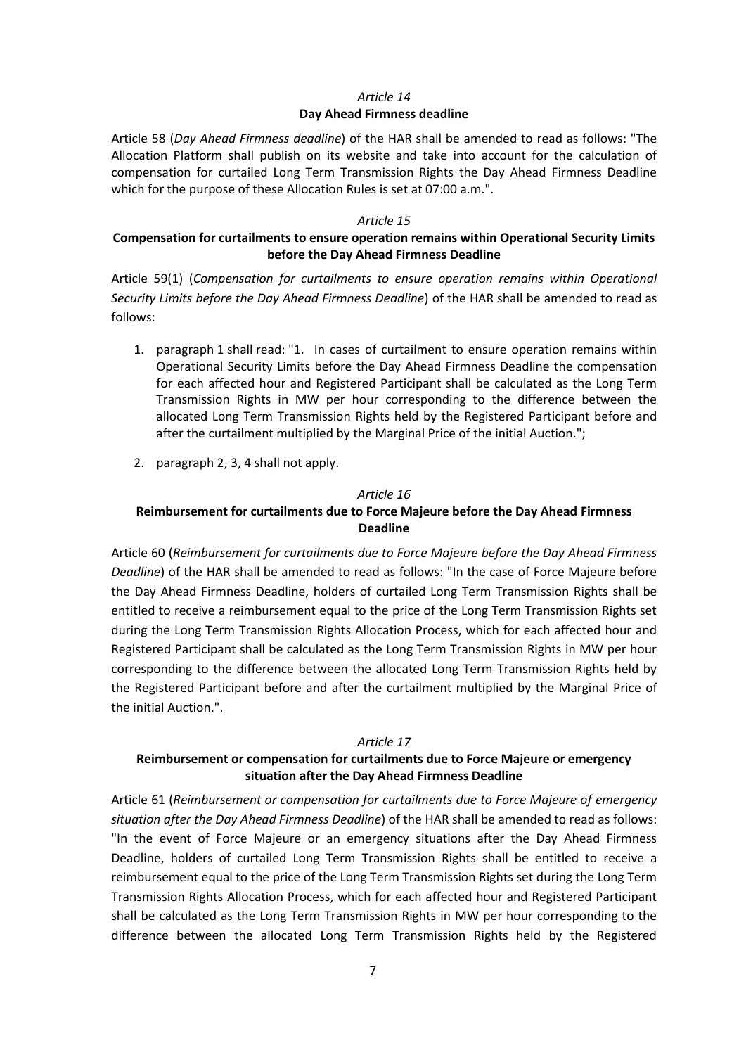*Article 14*

**Day Ahead Firmness deadline**

Article 58 (*Day Ahead Firmness deadline*) of the HAR shall be amended to read as follows: "The Allocation Platform shall publish on its website and take into account for the calculation of compensation for curtailed Long Term Transmission Rights the Day Ahead Firmness Deadline which for the purpose of these Allocation Rules is set at 07:00 a.m.".

*Article 15*

**Compensation for curtailments to ensure operation remains within Operational Security Limits before the Day Ahead Firmness Deadline**

Article 59(1) (*Compensation for curtailments to ensure operation remains within Operational Security Limits before the Day Ahead Firmness Deadline*) of the HAR shall be amended to read as follows:

1. paragraph 1 shall read: "1. In cases of curtailment to ensure operation remains within Operational Security Limits before the Day Ahead Firmness Deadline the compensation for each affected hour and Registered Participant shall be calculated as the Long Term Transmission Rights in MW per hour corresponding to the difference between the allocated Long Term Transmission Rights held by the Registered Participant before and after the curtailment multiplied by the Marginal Price of the initial Auction.";
2. paragraph 2, 3, 4 shall not apply.

*Article 16*

**Reimbursement for curtailments due to Force Majeure before the Day Ahead Firmness Deadline**

Article 60 (*Reimbursement for curtailments due to Force Majeure before the Day Ahead Firmness Deadline*) of the HAR shall be amended to read as follows: "In the case of Force Majeure before the Day Ahead Firmness Deadline, holders of curtailed Long Term Transmission Rights shall be entitled to receive a reimbursement equal to the price of the Long Term Transmission Rights set during the Long Term Transmission Rights Allocation Process, which for each affected hour and Registered Participant shall be calculated as the Long Term Transmission Rights in MW per hour corresponding to the difference between the allocated Long Term Transmission Rights held by the Registered Participant before and after the curtailment multiplied by the Marginal Price of the initial Auction.".

*Article 17*

**Reimbursement or compensation for curtailments due to Force Majeure or emergency situation after the Day Ahead Firmness Deadline**

Article 61 (*Reimbursement or compensation for curtailments due to Force Majeure of emergency situation after the Day Ahead Firmness Deadline*) of the HAR shall be amended to read as follows: "In the event of Force Majeure or an emergency situations after the Day Ahead Firmness Deadline, holders of curtailed Long Term Transmission Rights shall be entitled to receive a reimbursement equal to the price of the Long Term Transmission Rights set during the Long Term Transmission Rights Allocation Process, which for each affected hour and Registered Participant shall be calculated as the Long Term Transmission Rights in MW per hour corresponding to the difference between the allocated Long Term Transmission Rights held by the Registered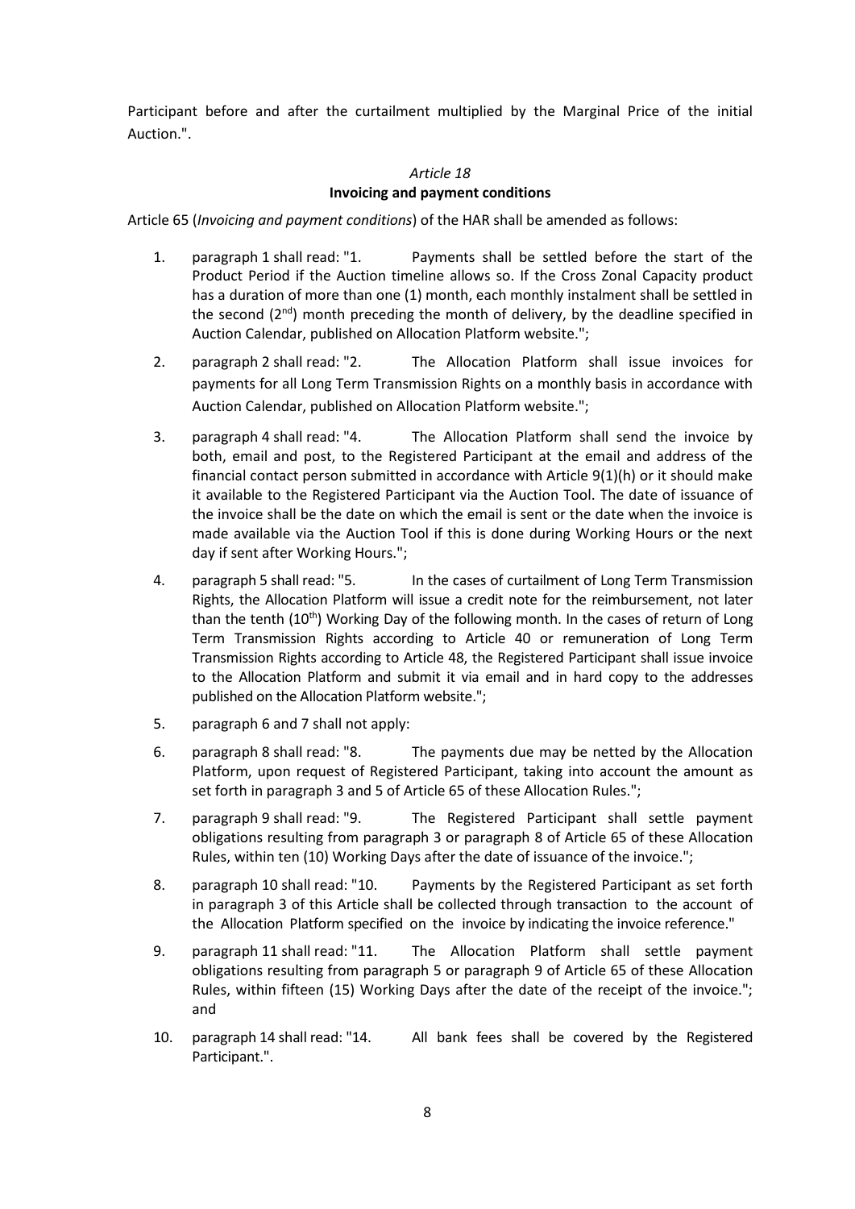Participant before and after the curtailment multiplied by the Marginal Price of the initial Auction.".

*Article 18*

**Invoicing and payment conditions**

Article 65 (*Invoicing and payment conditions*) of the HAR shall be amended as follows:

1. paragraph 1 shall read: "1. Payments shall be settled before the start of the Product Period if the Auction timeline allows so. If the Cross Zonal Capacity product has a duration of more than one (1) month, each monthly instalment shall be settled in the second (2nd) month preceding the month of delivery, by the deadline specified in Auction Calendar, published on Allocation Platform website.";
2. paragraph 2 shall read: "2. The Allocation Platform shall issue invoices for payments for all Long Term Transmission Rights on a monthly basis in accordance with Auction Calendar, published on Allocation Platform website.";
3. paragraph 4 shall read: "4. The Allocation Platform shall send the invoice by both, email and post, to the Registered Participant at the email and address of the financial contact person submitted in accordance with Article 9(1)(h) or it should make it available to the Registered Participant via the Auction Tool. The date of issuance of the invoice shall be the date on which the email is sent or the date when the invoice is made available via the Auction Tool if this is done during Working Hours or the next day if sent after Working Hours.";
4. paragraph 5 shall read: "5. In the cases of curtailment of Long Term Transmission Rights, the Allocation Platform will issue a credit note for the reimbursement, not later than the tenth (10th) Working Day of the following month. In the cases of return of Long Term Transmission Rights according to Article 40 or remuneration of Long Term Transmission Rights according to Article 48, the Registered Participant shall issue invoice to the Allocation Platform and submit it via email and in hard copy to the addresses published on the Allocation Platform website.";
5. paragraph 6 and 7 shall not apply:
6. paragraph 8 shall read: "8. The payments due may be netted by the Allocation Platform, upon request of Registered Participant, taking into account the amount as set forth in paragraph 3 and 5 of Article 65 of these Allocation Rules.";
7. paragraph 9 shall read: "9. The Registered Participant shall settle payment obligations resulting from paragraph 3 or paragraph 8 of Article 65 of these Allocation Rules, within ten (10) Working Days after the date of issuance of the invoice.";
8. paragraph 10 shall read: "10. Payments by the Registered Participant as set forth in paragraph 3 of this Article shall be collected through transaction to the account of the Allocation Platform specified on the invoice by indicating the invoice reference."
9. paragraph 11 shall read: "11. The Allocation Platform shall settle payment obligations resulting from paragraph 5 or paragraph 9 of Article 65 of these Allocation Rules, within fifteen (15) Working Days after the date of the receipt of the invoice."; and
10. paragraph 14 shall read: "14. All bank fees shall be covered by the Registered Participant.".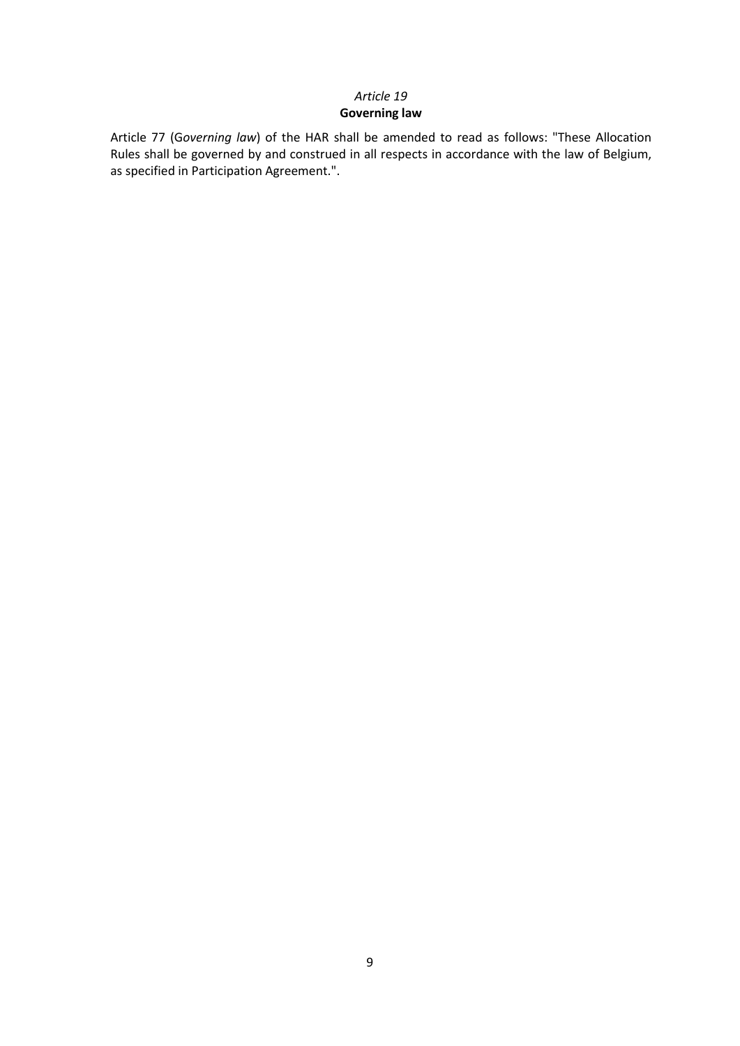*Article 19*

**Governing law**

Article 77 (G*overning law*) of the HAR shall be amended to read as follows: "These Allocation Rules shall be governed by and construed in all respects in accordance with the law of Belgium, as specified in Participation Agreement.".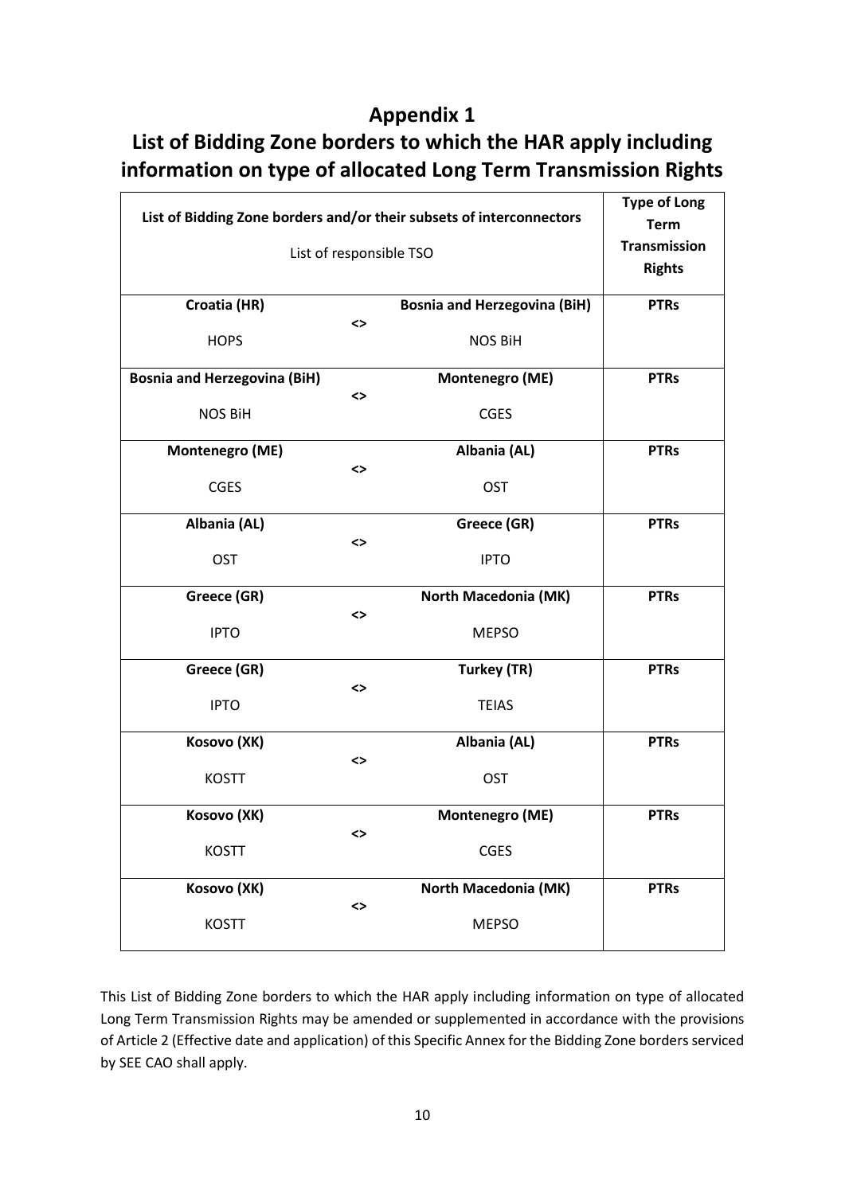# Appendix 1

## List of Bidding Zone borders to which the HAR apply including information on type of allocated Long Term Transmission Rights

| List of Bidding Zone borders and/or their subsets of interconnectors<br>List of responsible TSO | | | Type of Long Term Transmission Rights |
|---|---|---|---|
| **Croatia (HR)**<br>HOPS | <> | **Bosnia and Herzegovina (BiH)**<br>NOS BiH | **PTRs** |
| **Bosnia and Herzegovina (BiH)**<br>NOS BiH | <> | **Montenegro (ME)**<br>CGES | **PTRs** |
| **Montenegro (ME)**<br>CGES | <> | **Albania (AL)**<br>OST | **PTRs** |
| **Albania (AL)**<br>OST | <> | **Greece (GR)**<br>IPTO | **PTRs** |
| **Greece (GR)**<br>IPTO | <> | **North Macedonia (MK)**<br>MEPSO | **PTRs** |
| **Greece (GR)**<br>IPTO | <> | **Turkey (TR)**<br>TEIAS | **PTRs** |
| **Kosovo (XK)**<br>KOSTT | <> | **Albania (AL)**<br>OST | **PTRs** |
| **Kosovo (XK)**<br>KOSTT | <> | **Montenegro (ME)**<br>CGES | **PTRs** |
| **Kosovo (XK)**<br>KOSTT | <> | **North Macedonia (MK)**<br>MEPSO | **PTRs** |

This List of Bidding Zone borders to which the HAR apply including information on type of allocated Long Term Transmission Rights may be amended or supplemented in accordance with the provisions of Article 2 (Effective date and application) of this Specific Annex for the Bidding Zone borders serviced by SEE CAO shall apply.